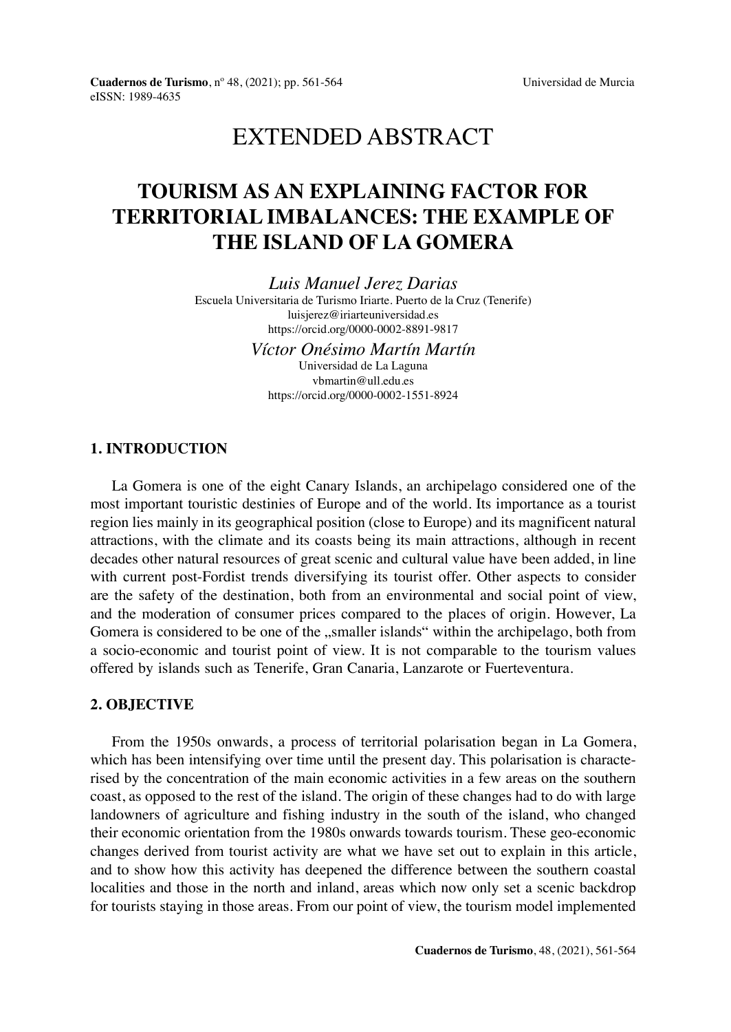# EXTENDED ABSTRACT

## TOURISM AS AN EXPLAINING FACTOR FOR TERRITORIAL IMBALANCES: THE EXAMPLE OF THE ISLAND OF LA GOMERA

*Luis Manuel Jerez Darias*
Escuela Universitaria de Turismo Iriarte. Puerto de la Cruz (Tenerife)
luisjerez@iriarteuniversidad.es
https://orcid.org/0000-0002-8891-9817

*Víctor Onésimo Martín Martín*
Universidad de La Laguna
vbmartin@ull.edu.es
https://orcid.org/0000-0002-1551-8924

### 1. INTRODUCTION

La Gomera is one of the eight Canary Islands, an archipelago considered one of the most important touristic destinies of Europe and of the world. Its importance as a tourist region lies mainly in its geographical position (close to Europe) and its magnificent natural attractions, with the climate and its coasts being its main attractions, although in recent decades other natural resources of great scenic and cultural value have been added, in line with current post-Fordist trends diversifying its tourist offer. Other aspects to consider are the safety of the destination, both from an environmental and social point of view, and the moderation of consumer prices compared to the places of origin. However, La Gomera is considered to be one of the „smaller islands" within the archipelago, both from a socio-economic and tourist point of view. It is not comparable to the tourism values offered by islands such as Tenerife, Gran Canaria, Lanzarote or Fuerteventura.

### 2. OBJECTIVE

From the 1950s onwards, a process of territorial polarisation began in La Gomera, which has been intensifying over time until the present day. This polarisation is characterised by the concentration of the main economic activities in a few areas on the southern coast, as opposed to the rest of the island. The origin of these changes had to do with large landowners of agriculture and fishing industry in the south of the island, who changed their economic orientation from the 1980s onwards towards tourism. These geo-economic changes derived from tourist activity are what we have set out to explain in this article, and to show how this activity has deepened the difference between the southern coastal localities and those in the north and inland, areas which now only set a scenic backdrop for tourists staying in those areas. From our point of view, the tourism model implemented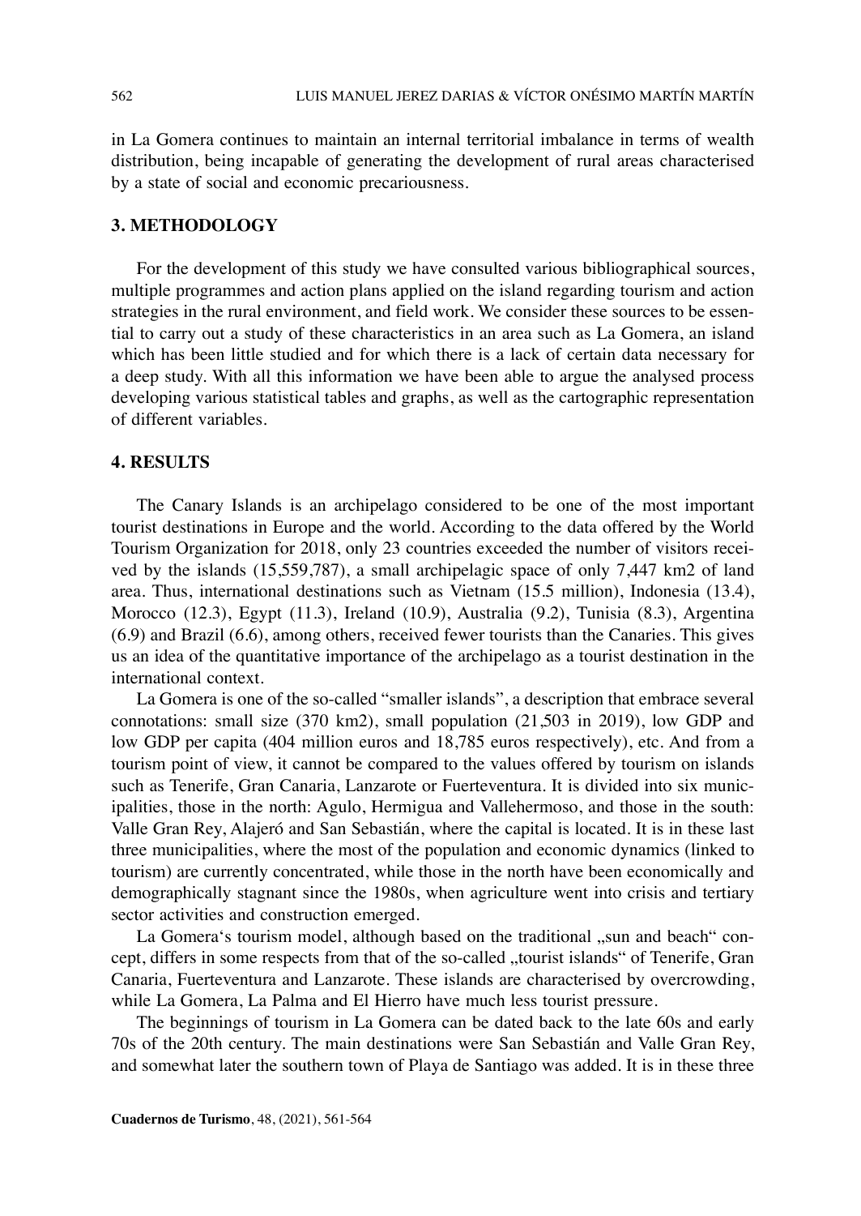in La Gomera continues to maintain an internal territorial imbalance in terms of wealth distribution, being incapable of generating the development of rural areas characterised by a state of social and economic precariousness.

## 3. METHODOLOGY

For the development of this study we have consulted various bibliographical sources, multiple programmes and action plans applied on the island regarding tourism and action strategies in the rural environment, and field work. We consider these sources to be essential to carry out a study of these characteristics in an area such as La Gomera, an island which has been little studied and for which there is a lack of certain data necessary for a deep study. With all this information we have been able to argue the analysed process developing various statistical tables and graphs, as well as the cartographic representation of different variables.

## 4. RESULTS

The Canary Islands is an archipelago considered to be one of the most important tourist destinations in Europe and the world. According to the data offered by the World Tourism Organization for 2018, only 23 countries exceeded the number of visitors received by the islands (15,559,787), a small archipelagic space of only 7,447 km2 of land area. Thus, international destinations such as Vietnam (15.5 million), Indonesia (13.4), Morocco (12.3), Egypt (11.3), Ireland (10.9), Australia (9.2), Tunisia (8.3), Argentina (6.9) and Brazil (6.6), among others, received fewer tourists than the Canaries. This gives us an idea of the quantitative importance of the archipelago as a tourist destination in the international context.

La Gomera is one of the so-called "smaller islands", a description that embrace several connotations: small size (370 km2), small population (21,503 in 2019), low GDP and low GDP per capita (404 million euros and 18,785 euros respectively), etc. And from a tourism point of view, it cannot be compared to the values offered by tourism on islands such as Tenerife, Gran Canaria, Lanzarote or Fuerteventura. It is divided into six municipalities, those in the north: Agulo, Hermigua and Vallehermoso, and those in the south: Valle Gran Rey, Alajeró and San Sebastián, where the capital is located. It is in these last three municipalities, where the most of the population and economic dynamics (linked to tourism) are currently concentrated, while those in the north have been economically and demographically stagnant since the 1980s, when agriculture went into crisis and tertiary sector activities and construction emerged.

La Gomera's tourism model, although based on the traditional „sun and beach" concept, differs in some respects from that of the so-called „tourist islands" of Tenerife, Gran Canaria, Fuerteventura and Lanzarote. These islands are characterised by overcrowding, while La Gomera, La Palma and El Hierro have much less tourist pressure.

The beginnings of tourism in La Gomera can be dated back to the late 60s and early 70s of the 20th century. The main destinations were San Sebastián and Valle Gran Rey, and somewhat later the southern town of Playa de Santiago was added. It is in these three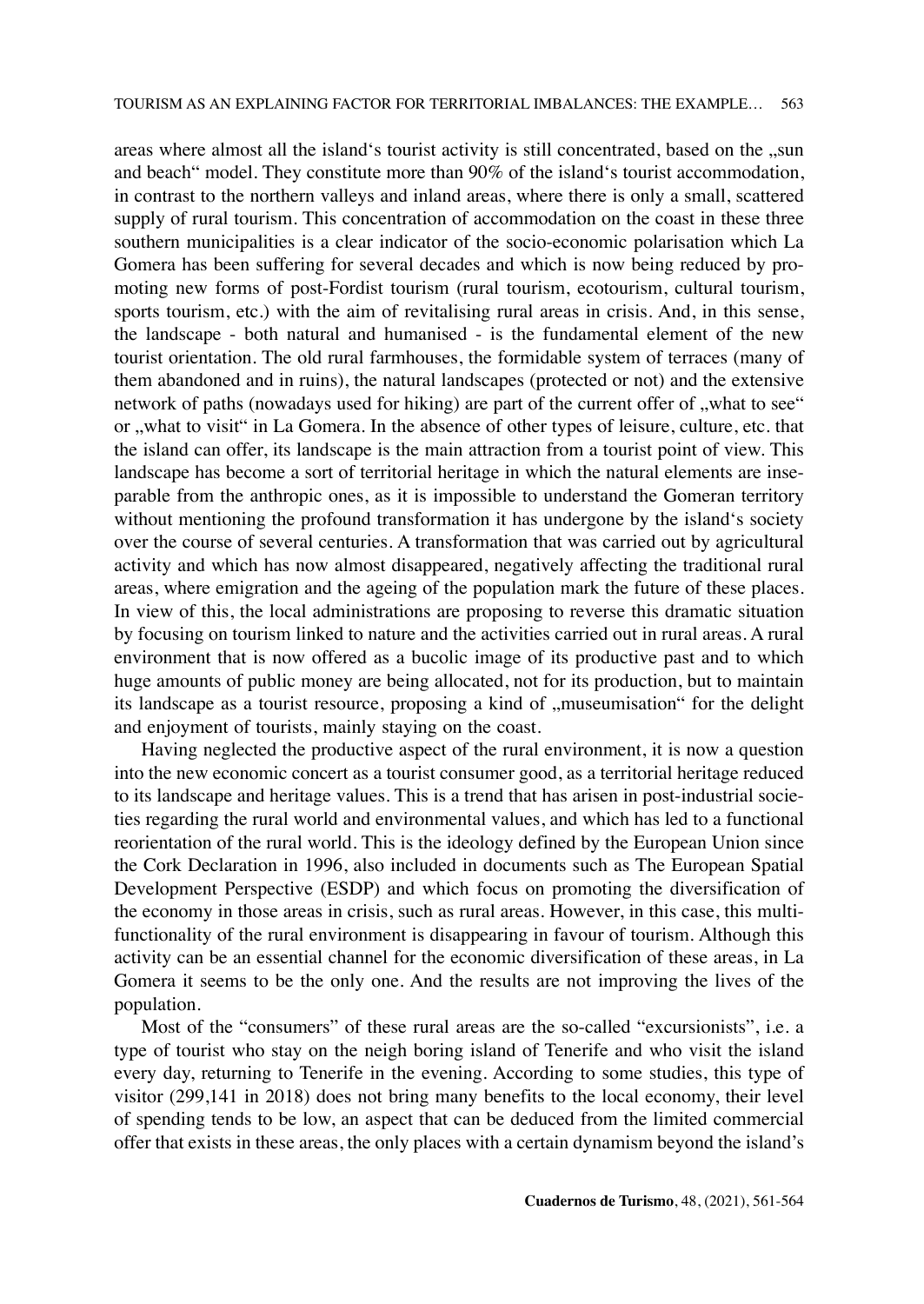areas where almost all the island's tourist activity is still concentrated, based on the „sun and beach" model. They constitute more than 90% of the island's tourist accommodation, in contrast to the northern valleys and inland areas, where there is only a small, scattered supply of rural tourism. This concentration of accommodation on the coast in these three southern municipalities is a clear indicator of the socio-economic polarisation which La Gomera has been suffering for several decades and which is now being reduced by promoting new forms of post-Fordist tourism (rural tourism, ecotourism, cultural tourism, sports tourism, etc.) with the aim of revitalising rural areas in crisis. And, in this sense, the landscape - both natural and humanised - is the fundamental element of the new tourist orientation. The old rural farmhouses, the formidable system of terraces (many of them abandoned and in ruins), the natural landscapes (protected or not) and the extensive network of paths (nowadays used for hiking) are part of the current offer of „what to see" or „what to visit" in La Gomera. In the absence of other types of leisure, culture, etc. that the island can offer, its landscape is the main attraction from a tourist point of view. This landscape has become a sort of territorial heritage in which the natural elements are inseparable from the anthropic ones, as it is impossible to understand the Gomeran territory without mentioning the profound transformation it has undergone by the island's society over the course of several centuries. A transformation that was carried out by agricultural activity and which has now almost disappeared, negatively affecting the traditional rural areas, where emigration and the ageing of the population mark the future of these places. In view of this, the local administrations are proposing to reverse this dramatic situation by focusing on tourism linked to nature and the activities carried out in rural areas. A rural environment that is now offered as a bucolic image of its productive past and to which huge amounts of public money are being allocated, not for its production, but to maintain its landscape as a tourist resource, proposing a kind of „museumisation" for the delight and enjoyment of tourists, mainly staying on the coast.

Having neglected the productive aspect of the rural environment, it is now a question into the new economic concert as a tourist consumer good, as a territorial heritage reduced to its landscape and heritage values. This is a trend that has arisen in post-industrial societies regarding the rural world and environmental values, and which has led to a functional reorientation of the rural world. This is the ideology defined by the European Union since the Cork Declaration in 1996, also included in documents such as The European Spatial Development Perspective (ESDP) and which focus on promoting the diversification of the economy in those areas in crisis, such as rural areas. However, in this case, this multifunctionality of the rural environment is disappearing in favour of tourism. Although this activity can be an essential channel for the economic diversification of these areas, in La Gomera it seems to be the only one. And the results are not improving the lives of the population.

Most of the "consumers" of these rural areas are the so-called "excursionists", i.e. a type of tourist who stay on the neigh boring island of Tenerife and who visit the island every day, returning to Tenerife in the evening. According to some studies, this type of visitor (299,141 in 2018) does not bring many benefits to the local economy, their level of spending tends to be low, an aspect that can be deduced from the limited commercial offer that exists in these areas, the only places with a certain dynamism beyond the island's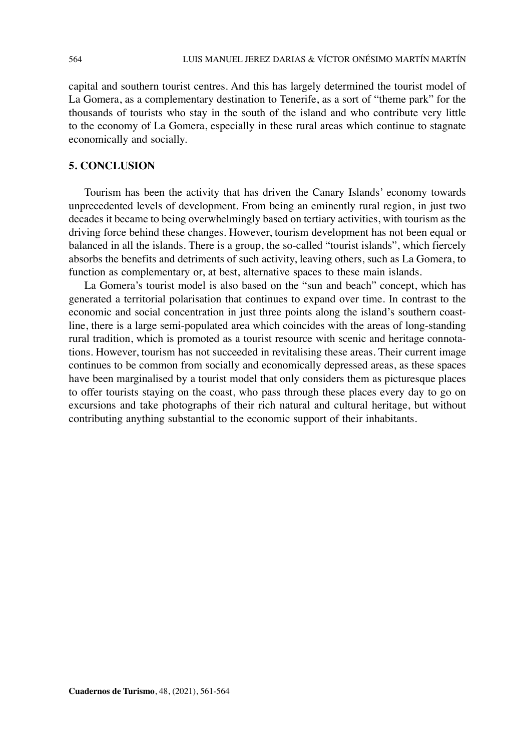capital and southern tourist centres. And this has largely determined the tourist model of La Gomera, as a complementary destination to Tenerife, as a sort of "theme park" for the thousands of tourists who stay in the south of the island and who contribute very little to the economy of La Gomera, especially in these rural areas which continue to stagnate economically and socially.

## 5. CONCLUSION

Tourism has been the activity that has driven the Canary Islands' economy towards unprecedented levels of development. From being an eminently rural region, in just two decades it became to being overwhelmingly based on tertiary activities, with tourism as the driving force behind these changes. However, tourism development has not been equal or balanced in all the islands. There is a group, the so-called "tourist islands", which fiercely absorbs the benefits and detriments of such activity, leaving others, such as La Gomera, to function as complementary or, at best, alternative spaces to these main islands.

La Gomera's tourist model is also based on the "sun and beach" concept, which has generated a territorial polarisation that continues to expand over time. In contrast to the economic and social concentration in just three points along the island's southern coastline, there is a large semi-populated area which coincides with the areas of long-standing rural tradition, which is promoted as a tourist resource with scenic and heritage connotations. However, tourism has not succeeded in revitalising these areas. Their current image continues to be common from socially and economically depressed areas, as these spaces have been marginalised by a tourist model that only considers them as picturesque places to offer tourists staying on the coast, who pass through these places every day to go on excursions and take photographs of their rich natural and cultural heritage, but without contributing anything substantial to the economic support of their inhabitants.